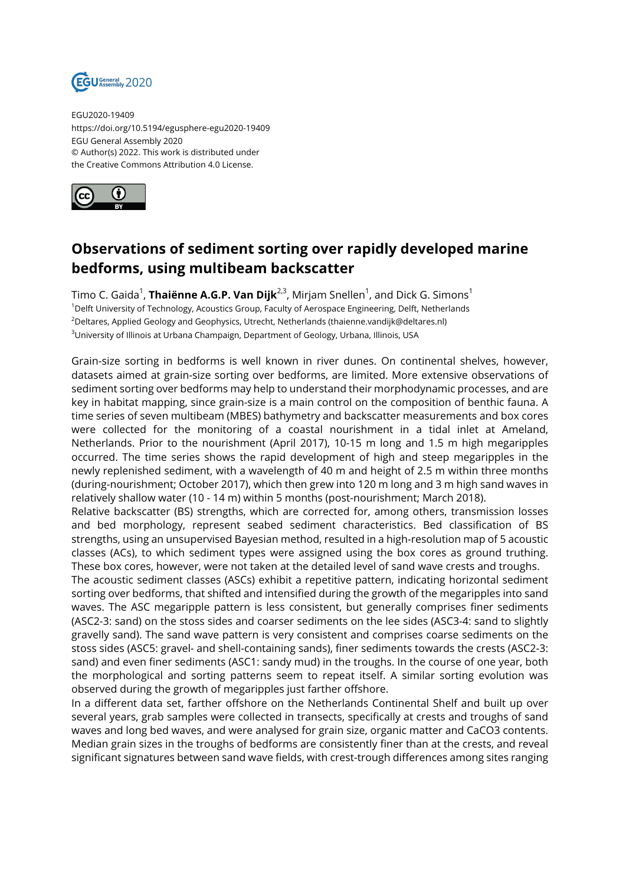EGU2020-19409
https://doi.org/10.5194/egusphere-egu2020-19409
EGU General Assembly 2020
© Author(s) 2022. This work is distributed under
the Creative Commons Attribution 4.0 License.

# Observations of sediment sorting over rapidly developed marine bedforms, using multibeam backscatter

Timo C. Gaida[1], **Thaiënne A.G.P. Van Dijk**[2,3], Mirjam Snellen[1], and Dick G. Simons[1]

[1]Delft University of Technology, Acoustics Group, Faculty of Aerospace Engineering, Delft, Netherlands
[2]Deltares, Applied Geology and Geophysics, Utrecht, Netherlands (thaienne.vandijk@deltares.nl)
[3]University of Illinois at Urbana Champaign, Department of Geology, Urbana, Illinois, USA

Grain-size sorting in bedforms is well known in river dunes. On continental shelves, however, datasets aimed at grain-size sorting over bedforms, are limited. More extensive observations of sediment sorting over bedforms may help to understand their morphodynamic processes, and are key in habitat mapping, since grain-size is a main control on the composition of benthic fauna. A time series of seven multibeam (MBES) bathymetry and backscatter measurements and box cores were collected for the monitoring of a coastal nourishment in a tidal inlet at Ameland, Netherlands. Prior to the nourishment (April 2017), 10-15 m long and 1.5 m high megaripples occurred. The time series shows the rapid development of high and steep megaripples in the newly replenished sediment, with a wavelength of 40 m and height of 2.5 m within three months (during-nourishment; October 2017), which then grew into 120 m long and 3 m high sand waves in relatively shallow water (10 - 14 m) within 5 months (post-nourishment; March 2018).
Relative backscatter (BS) strengths, which are corrected for, among others, transmission losses and bed morphology, represent seabed sediment characteristics. Bed classification of BS strengths, using an unsupervised Bayesian method, resulted in a high-resolution map of 5 acoustic classes (ACs), to which sediment types were assigned using the box cores as ground truthing. These box cores, however, were not taken at the detailed level of sand wave crests and troughs.
The acoustic sediment classes (ASCs) exhibit a repetitive pattern, indicating horizontal sediment sorting over bedforms, that shifted and intensified during the growth of the megaripples into sand waves. The ASC megaripple pattern is less consistent, but generally comprises finer sediments (ASC2-3: sand) on the stoss sides and coarser sediments on the lee sides (ASC3-4: sand to slightly gravelly sand). The sand wave pattern is very consistent and comprises coarse sediments on the stoss sides (ASC5: gravel- and shell-containing sands), finer sediments towards the crests (ASC2-3: sand) and even finer sediments (ASC1: sandy mud) in the troughs. In the course of one year, both the morphological and sorting patterns seem to repeat itself. A similar sorting evolution was observed during the growth of megaripples just farther offshore.
In a different data set, farther offshore on the Netherlands Continental Shelf and built up over several years, grab samples were collected in transects, specifically at crests and troughs of sand waves and long bed waves, and were analysed for grain size, organic matter and $CaCO_3$ contents. Median grain sizes in the troughs of bedforms are consistently finer than at the crests, and reveal significant signatures between sand wave fields, with crest-trough differences among sites ranging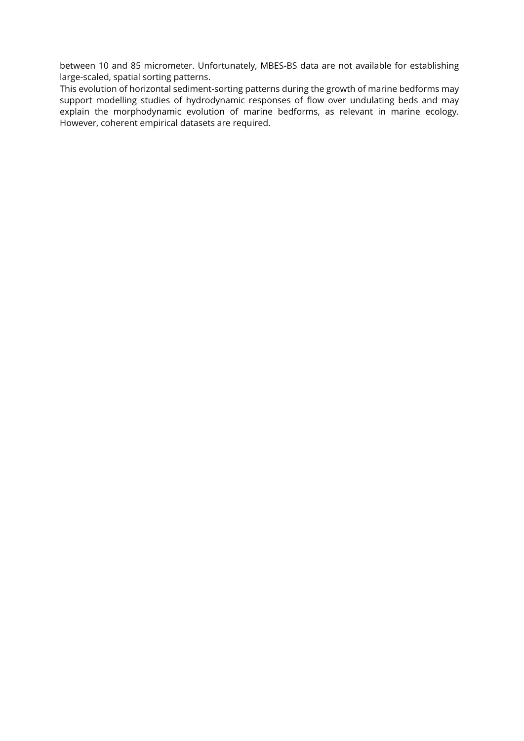between 10 and 85 micrometer. Unfortunately, MBES-BS data are not available for establishing large-scaled, spatial sorting patterns.

This evolution of horizontal sediment-sorting patterns during the growth of marine bedforms may support modelling studies of hydrodynamic responses of flow over undulating beds and may explain the morphodynamic evolution of marine bedforms, as relevant in marine ecology. However, coherent empirical datasets are required.